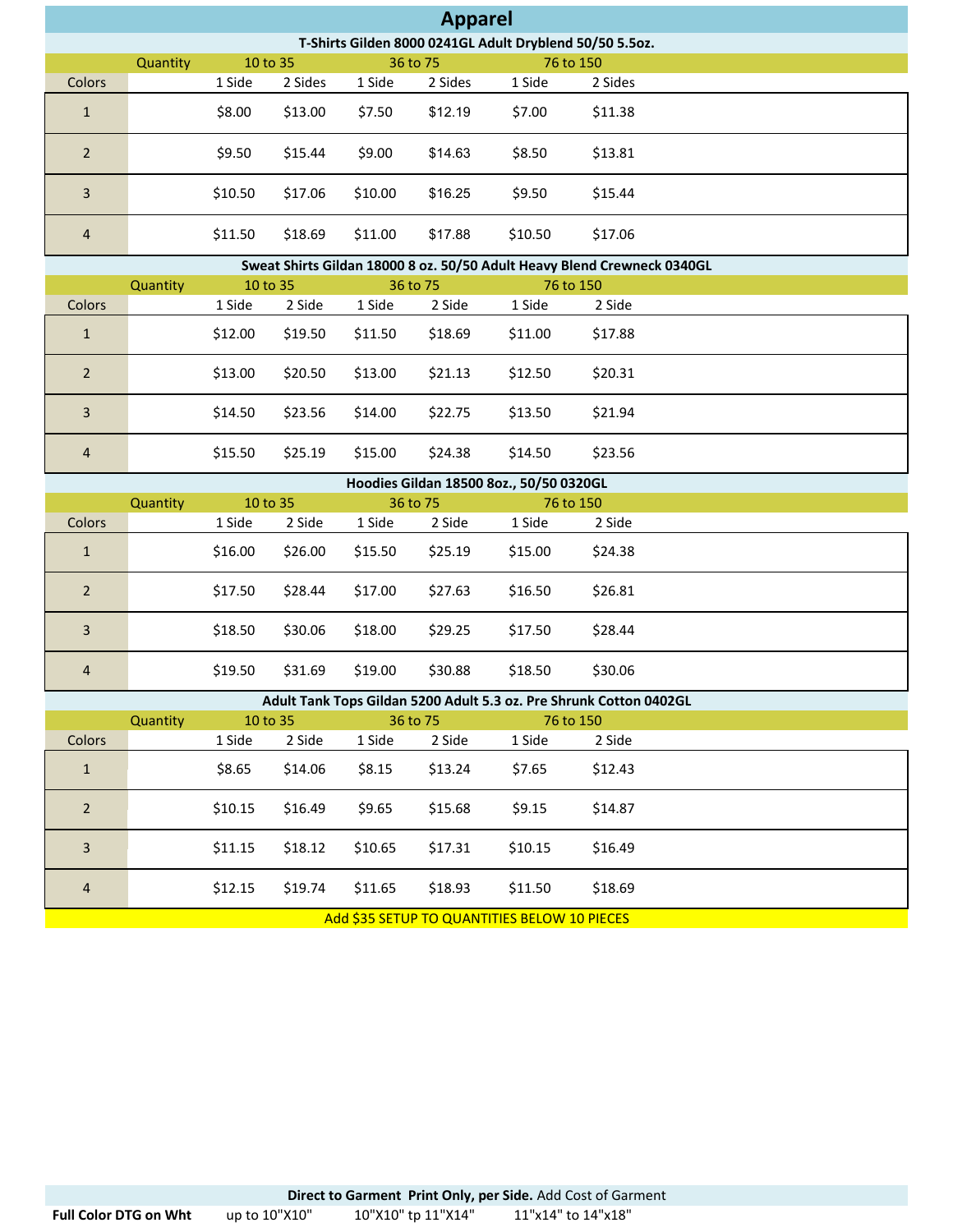# Apparel

## T-Shirts Gilden 8000 0241GL Adult Dryblend 50/50 5.5oz.

| Colors | Quantity | 10 to 35 | | 36 to 75 | | 76 to 150 | |
|---|---|---|---|---|---|---|---|
| | | 1 Side | 2 Sides | 1 Side | 2 Sides | 1 Side | 2 Sides |
| 1 | | $8.00 | $13.00 | $7.50 | $12.19 | $7.00 | $11.38 |
| 2 | | $9.50 | $15.44 | $9.00 | $14.63 | $8.50 | $13.81 |
| 3 | | $10.50 | $17.06 | $10.00 | $16.25 | $9.50 | $15.44 |
| 4 | | $11.50 | $18.69 | $11.00 | $17.88 | $10.50 | $17.06 |

## Sweat Shirts Gildan 18000 8 oz. 50/50 Adult Heavy Blend Crewneck 0340GL

| Colors | Quantity | 10 to 35 | | 36 to 75 | | 76 to 150 | |
|---|---|---|---|---|---|---|---|
| | | 1 Side | 2 Side | 1 Side | 2 Side | 1 Side | 2 Side |
| 1 | | $12.00 | $19.50 | $11.50 | $18.69 | $11.00 | $17.88 |
| 2 | | $13.00 | $20.50 | $13.00 | $21.13 | $12.50 | $20.31 |
| 3 | | $14.50 | $23.56 | $14.00 | $22.75 | $13.50 | $21.94 |
| 4 | | $15.50 | $25.19 | $15.00 | $24.38 | $14.50 | $23.56 |

## Hoodies Gildan 18500 8oz., 50/50 0320GL

| Colors | Quantity | 10 to 35 | | 36 to 75 | | 76 to 150 | |
|---|---|---|---|---|---|---|---|
| | | 1 Side | 2 Side | 1 Side | 2 Side | 1 Side | 2 Side |
| 1 | | $16.00 | $26.00 | $15.50 | $25.19 | $15.00 | $24.38 |
| 2 | | $17.50 | $28.44 | $17.00 | $27.63 | $16.50 | $26.81 |
| 3 | | $18.50 | $30.06 | $18.00 | $29.25 | $17.50 | $28.44 |
| 4 | | $19.50 | $31.69 | $19.00 | $30.88 | $18.50 | $30.06 |

## Adult Tank Tops Gildan 5200 Adult 5.3 oz. Pre Shrunk Cotton 0402GL

| Colors | Quantity | 10 to 35 | | 36 to 75 | | 76 to 150 | |
|---|---|---|---|---|---|---|---|
| | | 1 Side | 2 Side | 1 Side | 2 Side | 1 Side | 2 Side |
| 1 | | $8.65 | $14.06 | $8.15 | $13.24 | $7.65 | $12.43 |
| 2 | | $10.15 | $16.49 | $9.65 | $15.68 | $9.15 | $14.87 |
| 3 | | $11.15 | $18.12 | $10.65 | $17.31 | $10.15 | $16.49 |
| 4 | | $12.15 | $19.74 | $11.65 | $18.93 | $11.50 | $18.69 |

Add $35 SETUP TO QUANTITIES BELOW 10 PIECES

**Direct to Garment Print Only, per Side.** Add Cost of Garment

| **Full Color DTG on Wht** | up to 10"X10" | 10"X10" tp 11"X14" | 11"x14" to 14"x18" |
|---|---|---|---|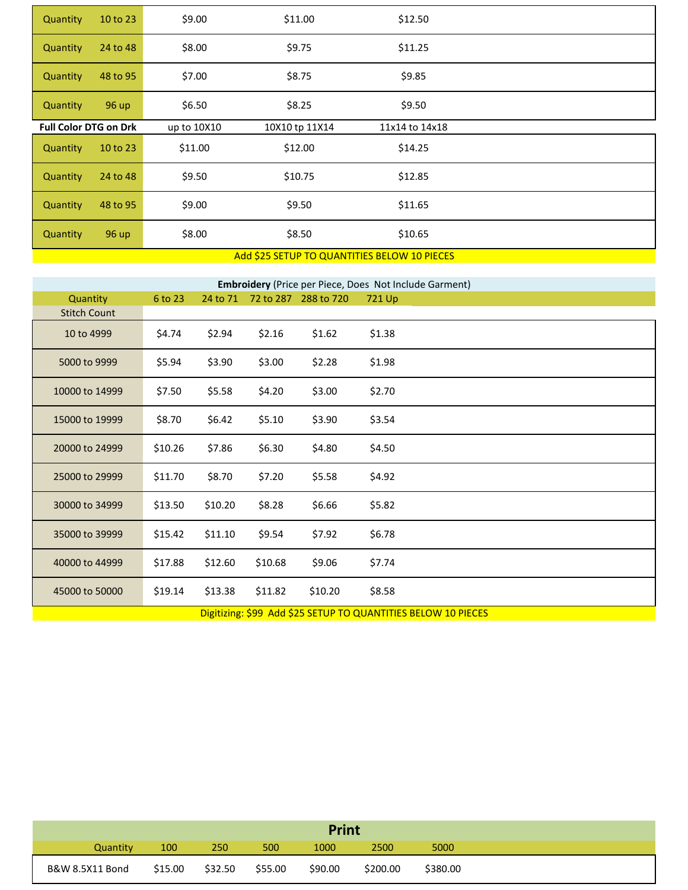| Quantity | | | | |
|---|---|---|---|---|
| Quantity | 10 to 23 | $9.00 | $11.00 | $12.50 |
| Quantity | 24 to 48 | $8.00 | $9.75 | $11.25 |
| Quantity | 48 to 95 | $7.00 | $8.75 | $9.85 |
| Quantity | 96 up | $6.50 | $8.25 | $9.50 |

| **Full Color DTG on Drk** | | up to 10X10 | 10X10 tp 11X14 | 11x14 to 14x18 |
|---|---|---|---|---|
| Quantity | 10 to 23 | $11.00 | $12.00 | $14.25 |
| Quantity | 24 to 48 | $9.50 | $10.75 | $12.85 |
| Quantity | 48 to 95 | $9.00 | $9.50 | $11.65 |
| Quantity | 96 up | $8.00 | $8.50 | $10.65 |

Add $25 SETUP TO QUANTITIES BELOW 10 PIECES

**Embroidery** (Price per Piece, Does Not Include Garment)

| Quantity / Stitch Count | 6 to 23 | 24 to 71 | 72 to 287 | 288 to 720 | 721 Up |
|---|---|---|---|---|---|
| 10 to 4999 | $4.74 | $2.94 | $2.16 | $1.62 | $1.38 |
| 5000 to 9999 | $5.94 | $3.90 | $3.00 | $2.28 | $1.98 |
| 10000 to 14999 | $7.50 | $5.58 | $4.20 | $3.00 | $2.70 |
| 15000 to 19999 | $8.70 | $6.42 | $5.10 | $3.90 | $3.54 |
| 20000 to 24999 | $10.26 | $7.86 | $6.30 | $4.80 | $4.50 |
| 25000 to 29999 | $11.70 | $8.70 | $7.20 | $5.58 | $4.92 |
| 30000 to 34999 | $13.50 | $10.20 | $8.28 | $6.66 | $5.82 |
| 35000 to 39999 | $15.42 | $11.10 | $9.54 | $7.92 | $6.78 |
| 40000 to 44999 | $17.88 | $12.60 | $10.68 | $9.06 | $7.74 |
| 45000 to 50000 | $19.14 | $13.38 | $11.82 | $10.20 | $8.58 |

Digitizing: $99 Add $25 SETUP TO QUANTITIES BELOW 10 PIECES

## Print

| Quantity | 100 | 250 | 500 | 1000 | 2500 | 5000 |
|---|---|---|---|---|---|---|
| B&W 8.5X11 Bond | $15.00 | $32.50 | $55.00 | $90.00 | $200.00 | $380.00 |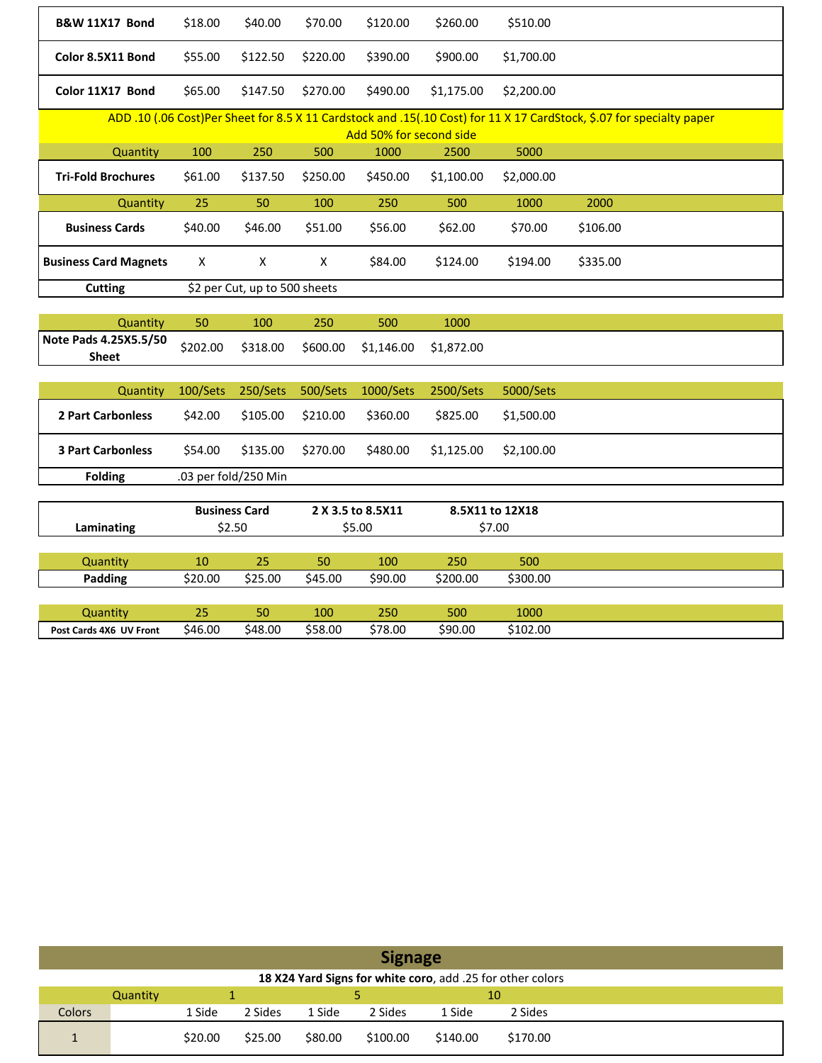| | | | | | | | |
|---|---|---|---|---|---|---|---|
| **B&W 11X17 Bond** | $18.00 | $40.00 | $70.00 | $120.00 | $260.00 | $510.00 | |
| **Color 8.5X11 Bond** | $55.00 | $122.50 | $220.00 | $390.00 | $900.00 | $1,700.00 | |
| **Color 11X17 Bond** | $65.00 | $147.50 | $270.00 | $490.00 | $1,175.00 | $2,200.00 | |

ADD .10 (.06 Cost)Per Sheet for 8.5 X 11 Cardstock and .15(.10 Cost) for 11 X 17 CardStock, $.07 for specialty paper
Add 50% for second side

| Quantity | 100 | 250 | 500 | 1000 | 2500 | 5000 | |
|---|---|---|---|---|---|---|---|
| **Tri-Fold Brochures** | $61.00 | $137.50 | $250.00 | $450.00 | $1,100.00 | $2,000.00 | |
| **Quantity** | 25 | 50 | 100 | 250 | 500 | 1000 | 2000 |
| **Business Cards** | $40.00 | $46.00 | $51.00 | $56.00 | $62.00 | $70.00 | $106.00 |
| **Business Card Magnets** | X | X | X | $84.00 | $124.00 | $194.00 | $335.00 |
| **Cutting** | $2 per Cut, up to 500 sheets | | | | | | |

| Quantity | 50 | 100 | 250 | 500 | 1000 |
|---|---|---|---|---|---|
| **Note Pads 4.25X5.5/50 Sheet** | $202.00 | $318.00 | $600.00 | $1,146.00 | $1,872.00 |

| Quantity | 100/Sets | 250/Sets | 500/Sets | 1000/Sets | 2500/Sets | 5000/Sets |
|---|---|---|---|---|---|---|
| **2 Part Carbonless** | $42.00 | $105.00 | $210.00 | $360.00 | $825.00 | $1,500.00 |
| **3 Part Carbonless** | $54.00 | $135.00 | $270.00 | $480.00 | $1,125.00 | $2,100.00 |
| **Folding** | .03 per fold/250 Min | | | | | |

| | Business Card | 2 X 3.5 to 8.5X11 | 8.5X11 to 12X18 |
|---|---|---|---|
| **Laminating** | $2.50 | $5.00 | $7.00 |

| Quantity | 10 | 25 | 50 | 100 | 250 | 500 |
|---|---|---|---|---|---|---|
| **Padding** | $20.00 | $25.00 | $45.00 | $90.00 | $200.00 | $300.00 |

| Quantity | 25 | 50 | 100 | 250 | 500 | 1000 |
|---|---|---|---|---|---|---|
| **Post Cards 4X6 UV Front** | $46.00 | $48.00 | $58.00 | $78.00 | $90.00 | $102.00 |

## Signage

**18 X24 Yard Signs for white coro**, add .25 for other colors

| | Quantity | 1 | | 5 | | 10 | |
|---|---|---|---|---|---|---|---|
| Colors | | 1 Side | 2 Sides | 1 Side | 2 Sides | 1 Side | 2 Sides |
| 1 | | $20.00 | $25.00 | $80.00 | $100.00 | $140.00 | $170.00 |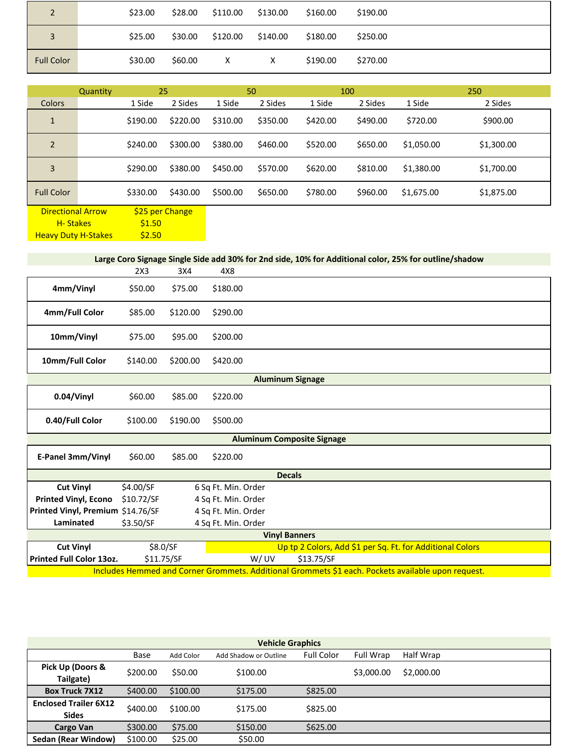| | | | | | | |
|---|---|---|---|---|---|---|
| 2 | $23.00 | $28.00 | $110.00 | $130.00 | $160.00 | $190.00 |
| 3 | $25.00 | $30.00 | $120.00 | $140.00 | $180.00 | $250.00 |
| Full Color | $30.00 | $60.00 | X | X | $190.00 | $270.00 |

| Quantity | 25 | | 50 | | 100 | | 250 | |
|---|---|---|---|---|---|---|---|---|
| Colors | 1 Side | 2 Sides | 1 Side | 2 Sides | 1 Side | 2 Sides | 1 Side | 2 Sides |
| 1 | $190.00 | $220.00 | $310.00 | $350.00 | $420.00 | $490.00 | $720.00 | $900.00 |
| 2 | $240.00 | $300.00 | $380.00 | $460.00 | $520.00 | $650.00 | $1,050.00 | $1,300.00 |
| 3 | $290.00 | $380.00 | $450.00 | $570.00 | $620.00 | $810.00 | $1,380.00 | $1,700.00 |
| Full Color | $330.00 | $430.00 | $500.00 | $650.00 | $780.00 | $960.00 | $1,675.00 | $1,875.00 |

| | |
|---|---|
| Directional Arrow | $25 per Change |
| H- Stakes | $1.50 |
| Heavy Duty H-Stakes | $2.50 |

**Large Coro Signage Single Side add 30% for 2nd side, 10% for Additional color, 25% for outline/shadow**

| | 2X3 | 3X4 | 4X8 |
|---|---|---|---|
| **4mm/Vinyl** | $50.00 | $75.00 | $180.00 |
| **4mm/Full Color** | $85.00 | $120.00 | $290.00 |
| **10mm/Vinyl** | $75.00 | $95.00 | $200.00 |
| **10mm/Full Color** | $140.00 | $200.00 | $420.00 |
| **Aluminum Signage** | | | |
| **0.04/Vinyl** | $60.00 | $85.00 | $220.00 |
| **0.40/Full Color** | $100.00 | $190.00 | $500.00 |
| **Aluminum Composite Signage** | | | |
| **E-Panel 3mm/Vinyl** | $60.00 | $85.00 | $220.00 |

**Decals**

| | | |
|---|---|---|
| **Cut Vinyl** | $4.00/SF | 6 Sq Ft. Min. Order |
| **Printed Vinyl, Econo** | $10.72/SF | 4 Sq Ft. Min. Order |
| **Printed Vinyl, Premium** | $14.76/SF | 4 Sq Ft. Min. Order |
| **Laminated** | $3.50/SF | 4 Sq Ft. Min. Order |

**Vinyl Banners**

| | | | |
|---|---|---|---|
| **Cut Vinyl** | $8.0/SF | Up tp 2 Colors, Add $1 per Sq. Ft. for Additional Colors | |
| **Printed Full Color 13oz.** | $11.75/SF | W/ UV | $13.75/SF |

Includes Hemmed and Corner Grommets. Additional Grommets $1 each. Pockets available upon request.

**Vehicle Graphics**

| | Base | Add Color | Add Shadow or Outline | Full Color | Full Wrap | Half Wrap |
|---|---|---|---|---|---|---|
| **Pick Up (Doors & Tailgate)** | $200.00 | $50.00 | $100.00 | | $3,000.00 | $2,000.00 |
| **Box Truck 7X12** | $400.00 | $100.00 | $175.00 | $825.00 | | |
| **Enclosed Trailer 6X12 Sides** | $400.00 | $100.00 | $175.00 | $825.00 | | |
| **Cargo Van** | $300.00 | $75.00 | $150.00 | $625.00 | | |
| **Sedan (Rear Window)** | $100.00 | $25.00 | $50.00 | | | |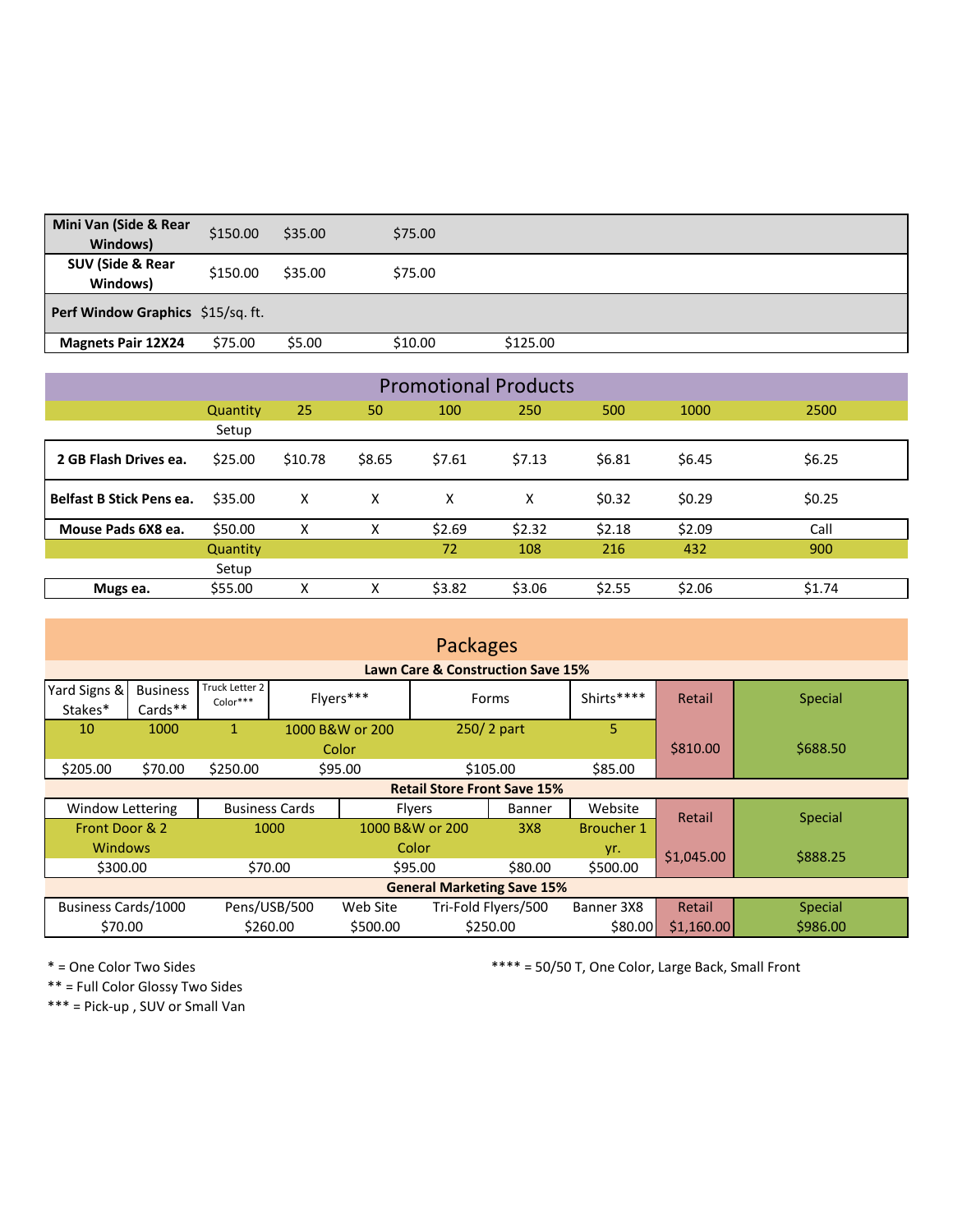| | | | | |
|---|---|---|---|---|
| **Mini Van (Side & Rear Windows)** | $150.00 | $35.00 | $75.00 | |
| **SUV (Side & Rear Windows)** | $150.00 | $35.00 | $75.00 | |
| **Perf Window Graphics** | $15/sq. ft. | | | |
| **Magnets Pair 12X24** | $75.00 | $5.00 | $10.00 | $125.00 |

## Promotional Products

| | Quantity | 25 | 50 | 100 | 250 | 500 | 1000 | 2500 |
|---|---|---|---|---|---|---|---|---|
| | Setup | | | | | | | |
| **2 GB Flash Drives ea.** | $25.00 | $10.78 | $8.65 | $7.61 | $7.13 | $6.81 | $6.45 | $6.25 |
| **Belfast B Stick Pens ea.** | $35.00 | X | X | X | X | $0.32 | $0.29 | $0.25 |
| **Mouse Pads 6X8 ea.** | $50.00 | X | X | $2.69 | $2.32 | $2.18 | $2.09 | Call |
| | Quantity | | | 72 | 108 | 216 | 432 | 900 |
| | Setup | | | | | | | |
| **Mugs ea.** | $55.00 | X | X | $3.82 | $3.06 | $2.55 | $2.06 | $1.74 |

## Packages

**Lawn Care & Construction Save 15%**

| Yard Signs & Stakes* | Business Cards** | Truck Letter 2 Color*** | Flyers*** | Forms | Shirts**** | Retail | Special |
|---|---|---|---|---|---|---|---|
| 10 | 1000 | 1 | 1000 B&W or 200 Color | 250/ 2 part | 5 | $810.00 | $688.50 |
| $205.00 | $70.00 | $250.00 | $95.00 | $105.00 | $85.00 | | |

**Retail Store Front Save 15%**

| Window Lettering | Business Cards | Flyers | Banner | Website | Retail | Special |
|---|---|---|---|---|---|---|
| Front Door & 2 Windows | 1000 | 1000 B&W or 200 Color | 3X8 | Broucher 1 yr. | $1,045.00 | $888.25 |
| $300.00 | $70.00 | $95.00 | $80.00 | $500.00 | | |

**General Marketing Save 15%**

| Business Cards/1000 | Pens/USB/500 | Web Site | Tri-Fold Flyers/500 | Banner 3X8 | Retail | Special |
|---|---|---|---|---|---|---|
| $70.00 | $260.00 | $500.00 | $250.00 | $80.00 | $1,160.00 | $986.00 |

\* = One Color Two Sides

** = Full Color Glossy Two Sides

*** = Pick-up , SUV or Small Van

**** = 50/50 T, One Color, Large Back, Small Front